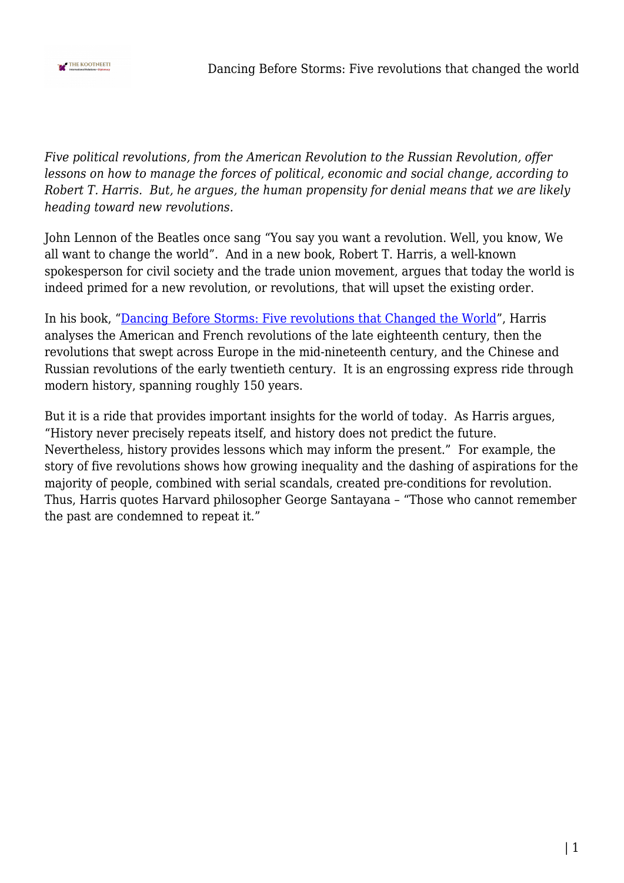*Five political revolutions, from the American Revolution to the Russian Revolution, offer lessons on how to manage the forces of political, economic and social change, according to Robert T. Harris. But, he argues, the human propensity for denial means that we are likely heading toward new revolutions.*

John Lennon of the Beatles once sang "You say you want a revolution. Well, you know, We all want to change the world". And in a new book, Robert T. Harris, a well-known spokesperson for civil society and the trade union movement, argues that today the world is indeed primed for a new revolution, or revolutions, that will upset the existing order.

In his book, "Dancing Before Storms: Five revolutions that Changed the World", Harris analyses the American and French revolutions of the late eighteenth century, then the revolutions that swept across Europe in the mid-nineteenth century, and the Chinese and Russian revolutions of the early twentieth century. It is an engrossing express ride through modern history, spanning roughly 150 years.

But it is a ride that provides important insights for the world of today. As Harris argues, "History never precisely repeats itself, and history does not predict the future. Nevertheless, history provides lessons which may inform the present." For example, the story of five revolutions shows how growing inequality and the dashing of aspirations for the majority of people, combined with serial scandals, created pre-conditions for revolution. Thus, Harris quotes Harvard philosopher George Santayana – "Those who cannot remember the past are condemned to repeat it."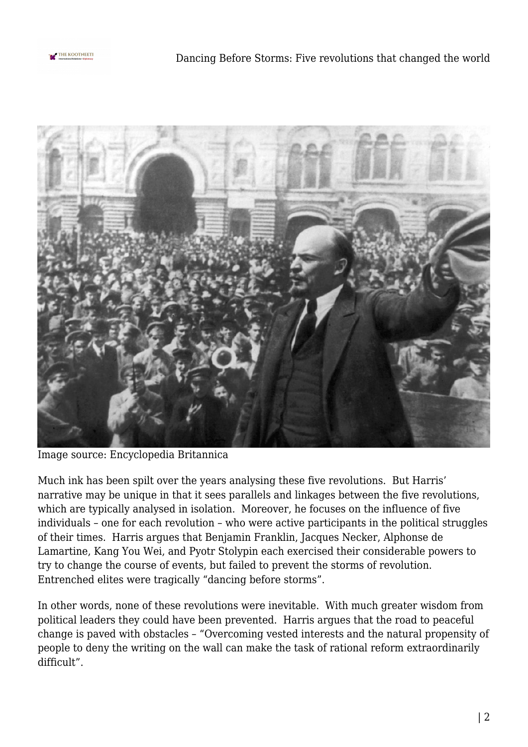Image source: Encyclopedia Britannica

Much ink has been spilt over the years analysing these five revolutions. But Harris' narrative may be unique in that it sees parallels and linkages between the five revolutions, which are typically analysed in isolation. Moreover, he focuses on the influence of five individuals – one for each revolution – who were active participants in the political struggles of their times. Harris argues that Benjamin Franklin, Jacques Necker, Alphonse de Lamartine, Kang You Wei, and Pyotr Stolypin each exercised their considerable powers to try to change the course of events, but failed to prevent the storms of revolution. Entrenched elites were tragically "dancing before storms".

In other words, none of these revolutions were inevitable. With much greater wisdom from political leaders they could have been prevented. Harris argues that the road to peaceful change is paved with obstacles – "Overcoming vested interests and the natural propensity of people to deny the writing on the wall can make the task of rational reform extraordinarily difficult".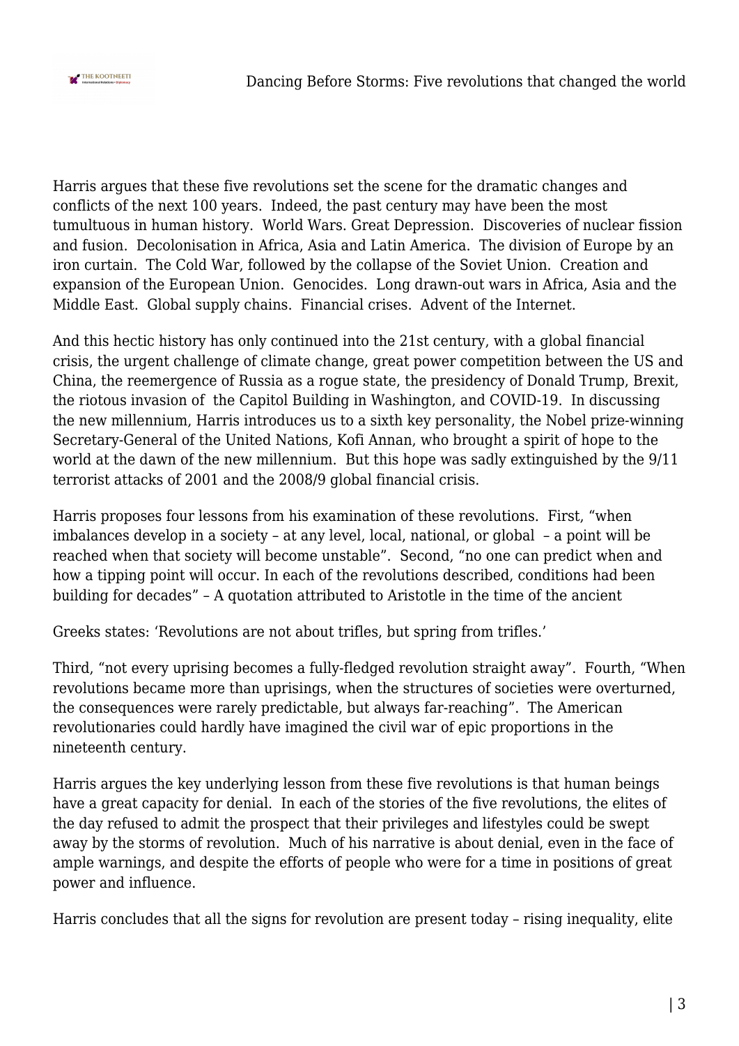Harris argues that these five revolutions set the scene for the dramatic changes and conflicts of the next 100 years. Indeed, the past century may have been the most tumultuous in human history. World Wars. Great Depression. Discoveries of nuclear fission and fusion. Decolonisation in Africa, Asia and Latin America. The division of Europe by an iron curtain. The Cold War, followed by the collapse of the Soviet Union. Creation and expansion of the European Union. Genocides. Long drawn-out wars in Africa, Asia and the Middle East. Global supply chains. Financial crises. Advent of the Internet.

And this hectic history has only continued into the 21st century, with a global financial crisis, the urgent challenge of climate change, great power competition between the US and China, the reemergence of Russia as a rogue state, the presidency of Donald Trump, Brexit, the riotous invasion of the Capitol Building in Washington, and COVID-19. In discussing the new millennium, Harris introduces us to a sixth key personality, the Nobel prize-winning Secretary-General of the United Nations, Kofi Annan, who brought a spirit of hope to the world at the dawn of the new millennium. But this hope was sadly extinguished by the 9/11 terrorist attacks of 2001 and the 2008/9 global financial crisis.

Harris proposes four lessons from his examination of these revolutions. First, "when imbalances develop in a society – at any level, local, national, or global – a point will be reached when that society will become unstable". Second, "no one can predict when and how a tipping point will occur. In each of the revolutions described, conditions had been building for decades" – A quotation attributed to Aristotle in the time of the ancient

Greeks states: 'Revolutions are not about trifles, but spring from trifles.'

Third, "not every uprising becomes a fully-fledged revolution straight away". Fourth, "When revolutions became more than uprisings, when the structures of societies were overturned, the consequences were rarely predictable, but always far-reaching". The American revolutionaries could hardly have imagined the civil war of epic proportions in the nineteenth century.

Harris argues the key underlying lesson from these five revolutions is that human beings have a great capacity for denial. In each of the stories of the five revolutions, the elites of the day refused to admit the prospect that their privileges and lifestyles could be swept away by the storms of revolution. Much of his narrative is about denial, even in the face of ample warnings, and despite the efforts of people who were for a time in positions of great power and influence.

Harris concludes that all the signs for revolution are present today – rising inequality, elite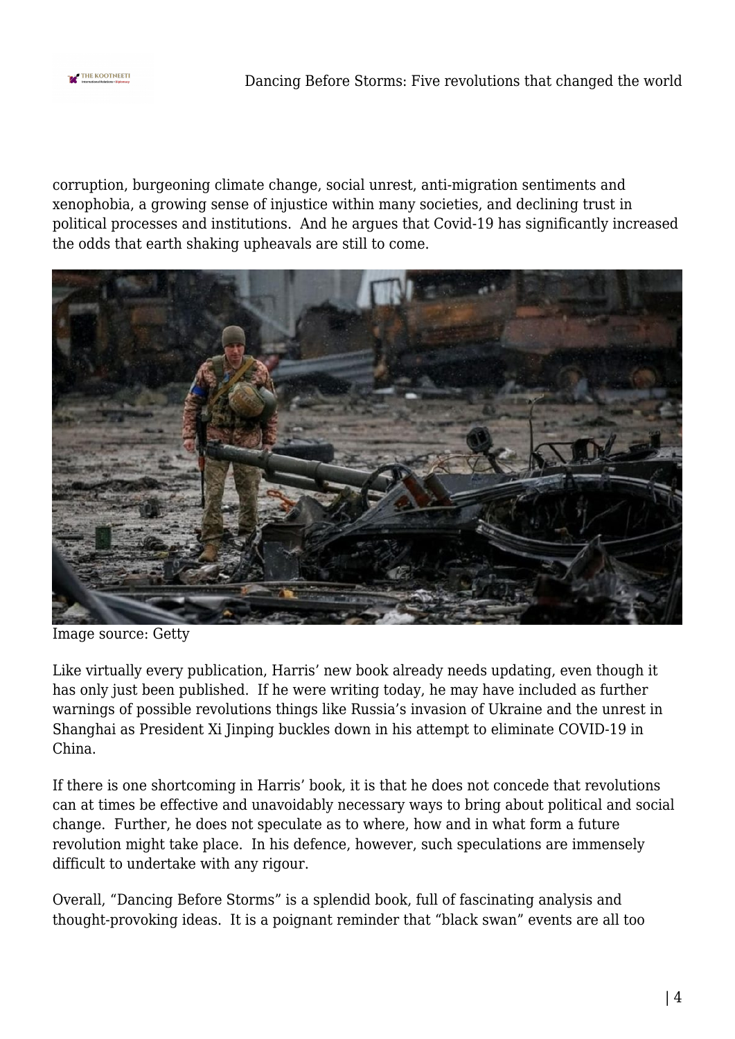corruption, burgeoning climate change, social unrest, anti-migration sentiments and xenophobia, a growing sense of injustice within many societies, and declining trust in political processes and institutions. And he argues that Covid-19 has significantly increased the odds that earth shaking upheavals are still to come.

Image source: Getty

Like virtually every publication, Harris' new book already needs updating, even though it has only just been published. If he were writing today, he may have included as further warnings of possible revolutions things like Russia's invasion of Ukraine and the unrest in Shanghai as President Xi Jinping buckles down in his attempt to eliminate COVID-19 in China.

If there is one shortcoming in Harris' book, it is that he does not concede that revolutions can at times be effective and unavoidably necessary ways to bring about political and social change. Further, he does not speculate as to where, how and in what form a future revolution might take place. In his defence, however, such speculations are immensely difficult to undertake with any rigour.

Overall, "Dancing Before Storms" is a splendid book, full of fascinating analysis and thought-provoking ideas. It is a poignant reminder that "black swan" events are all too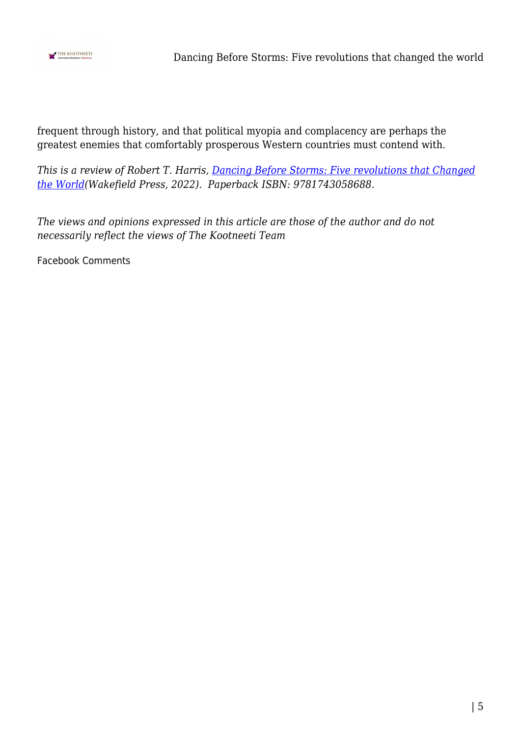frequent through history, and that political myopia and complacency are perhaps the greatest enemies that comfortably prosperous Western countries must contend with.

*This is a review of Robert T. Harris, [Dancing Before Storms: Five revolutions that Changed the World](#)(Wakefield Press, 2022). Paperback ISBN: 9781743058688.*

*The views and opinions expressed in this article are those of the author and do not necessarily reflect the views of The Kootneeti Team*

Facebook Comments